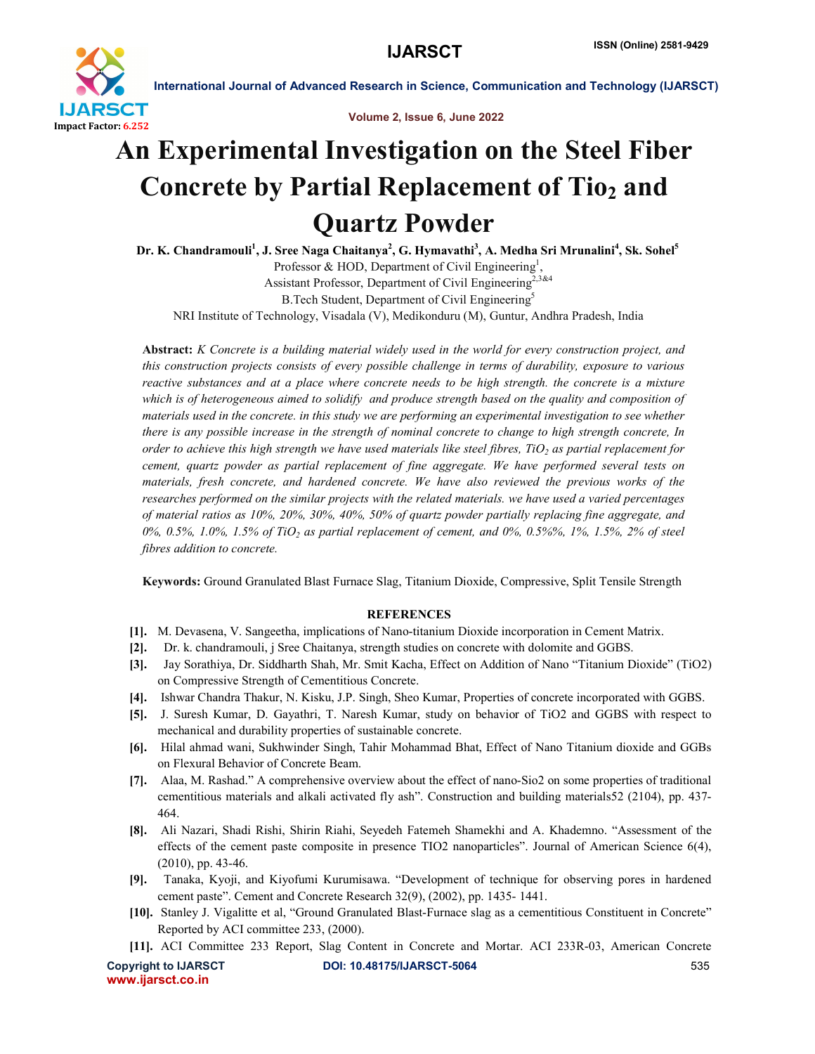# An Experimental Investigation on the Steel Fiber Concrete by Partial Replacement of Tio$_2$ and Quartz Powder

**Dr. K. Chandramouli[1], J. Sree Naga Chaitanya[2], G. Hymavathi[3], A. Medha Sri Mrunalini[4], Sk. Sohel[5]**

Professor & HOD, Department of Civil Engineering[1],
Assistant Professor, Department of Civil Engineering[2,3&4]
B.Tech Student, Department of Civil Engineering[5]
NRI Institute of Technology, Visadala (V), Medikonduru (M), Guntur, Andhra Pradesh, India

**Abstract:** *K Concrete is a building material widely used in the world for every construction project, and this construction projects consists of every possible challenge in terms of durability, exposure to various reactive substances and at a place where concrete needs to be high strength. the concrete is a mixture which is of heterogeneous aimed to solidify and produce strength based on the quality and composition of materials used in the concrete. in this study we are performing an experimental investigation to see whether there is any possible increase in the strength of nominal concrete to change to high strength concrete, In order to achieve this high strength we have used materials like steel fibres, $TiO_2$ as partial replacement for cement, quartz powder as partial replacement of fine aggregate. We have performed several tests on materials, fresh concrete, and hardened concrete. We have also reviewed the previous works of the researches performed on the similar projects with the related materials. we have used a varied percentages of material ratios as 10%, 20%, 30%, 40%, 50% of quartz powder partially replacing fine aggregate, and 0%, 0.5%, 1.0%, 1.5% of $TiO_2$ as partial replacement of cement, and 0%, 0.5%%, 1%, 1.5%, 2% of steel fibres addition to concrete.*

**Keywords:** Ground Granulated Blast Furnace Slag, Titanium Dioxide, Compressive, Split Tensile Strength

## REFERENCES

[1]. M. Devasena, V. Sangeetha, implications of Nano-titanium Dioxide incorporation in Cement Matrix.

[2]. Dr. k. chandramouli, j Sree Chaitanya, strength studies on concrete with dolomite and GGBS.

[3]. Jay Sorathiya, Dr. Siddharth Shah, Mr. Smit Kacha, Effect on Addition of Nano "Titanium Dioxide" (TiO2) on Compressive Strength of Cementitious Concrete.

[4]. Ishwar Chandra Thakur, N. Kisku, J.P. Singh, Sheo Kumar, Properties of concrete incorporated with GGBS.

[5]. J. Suresh Kumar, D. Gayathri, T. Naresh Kumar, study on behavior of TiO2 and GGBS with respect to mechanical and durability properties of sustainable concrete.

[6]. Hilal ahmad wani, Sukhwinder Singh, Tahir Mohammad Bhat, Effect of Nano Titanium dioxide and GGBs on Flexural Behavior of Concrete Beam.

[7]. Alaa, M. Rashad." A comprehensive overview about the effect of nano-Sio2 on some properties of traditional cementitious materials and alkali activated fly ash". Construction and building materials52 (2104), pp. 437-464.

[8]. Ali Nazari, Shadi Rishi, Shirin Riahi, Seyedeh Fatemeh Shamekhi and A. Khademno. "Assessment of the effects of the cement paste composite in presence TIO2 nanoparticles". Journal of American Science 6(4), (2010), pp. 43-46.

[9]. Tanaka, Kyoji, and Kiyofumi Kurumisawa. "Development of technique for observing pores in hardened cement paste". Cement and Concrete Research 32(9), (2002), pp. 1435- 1441.

[10]. Stanley J. Vigalitte et al, "Ground Granulated Blast-Furnace slag as a cementitious Constituent in Concrete" Reported by ACI committee 233, (2000).

[11]. ACI Committee 233 Report, Slag Content in Concrete and Mortar. ACI 233R-03, American Concrete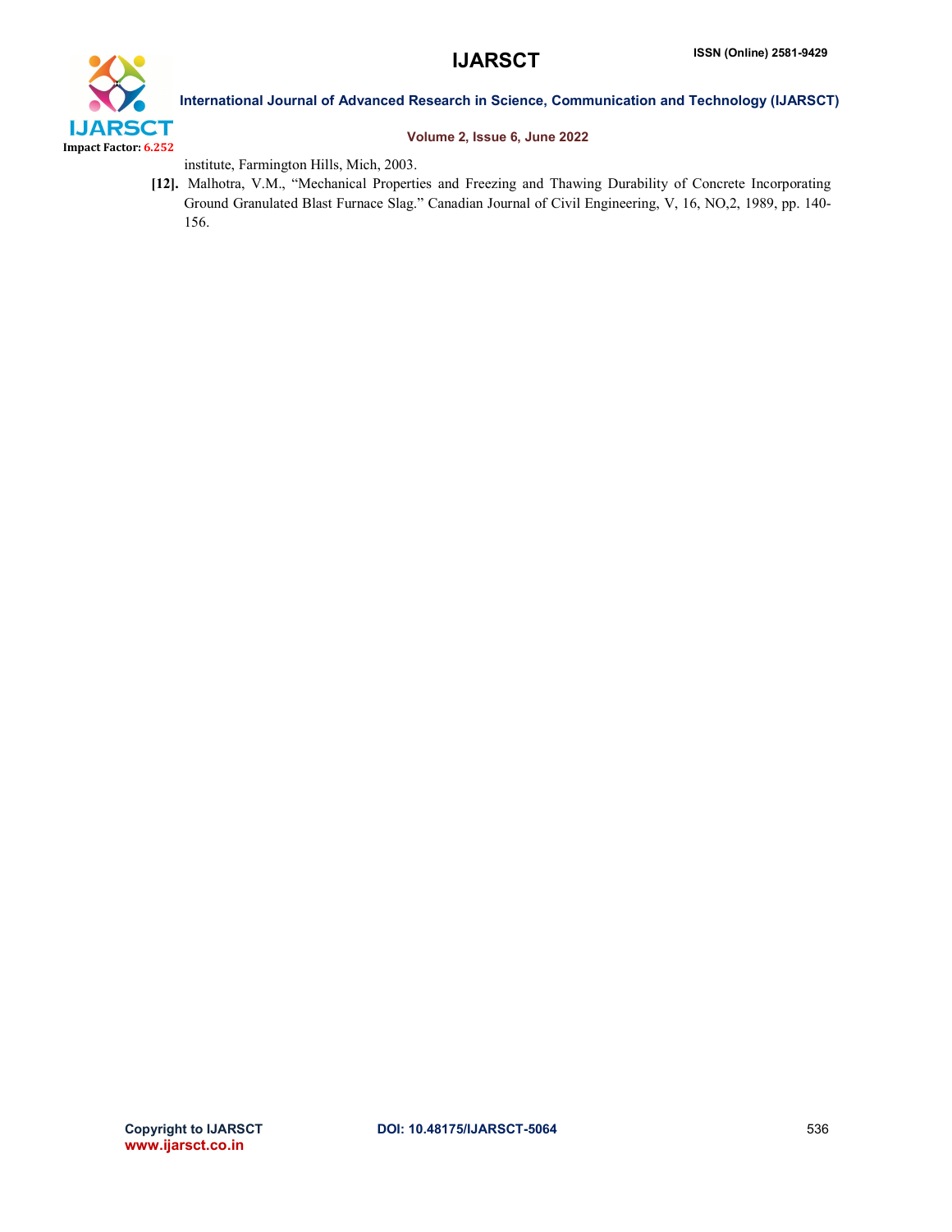institute, Farmington Hills, Mich, 2003.

**[12].** Malhotra, V.M., "Mechanical Properties and Freezing and Thawing Durability of Concrete Incorporating Ground Granulated Blast Furnace Slag." Canadian Journal of Civil Engineering, V, 16, NO,2, 1989, pp. 140-156.